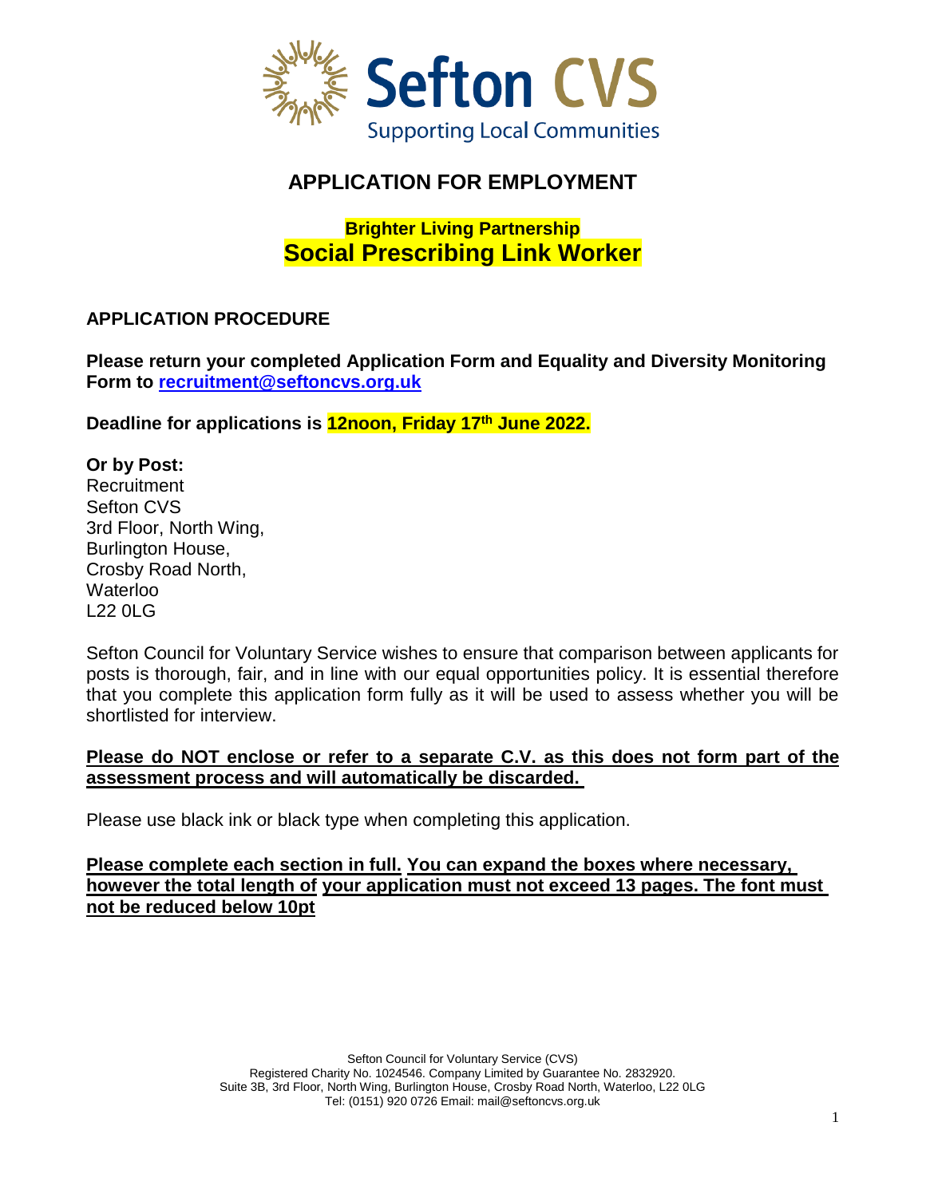Sefton CVS

Supporting Local Communities

# APPLICATION FOR EMPLOYMENT

## Brighter Living Partnership
## Social Prescribing Link Worker

### APPLICATION PROCEDURE

**Please return your completed Application Form and Equality and Diversity Monitoring Form to [recruitment@seftoncvs.org.uk](mailto:recruitment@seftoncvs.org.uk)**

**Deadline for applications is 12noon, Friday 17th June 2022.**

**Or by Post:**
Recruitment
Sefton CVS
3rd Floor, North Wing,
Burlington House,
Crosby Road North,
Waterloo
L22 0LG

Sefton Council for Voluntary Service wishes to ensure that comparison between applicants for posts is thorough, fair, and in line with our equal opportunities policy. It is essential therefore that you complete this application form fully as it will be used to assess whether you will be shortlisted for interview.

**Please do NOT enclose or refer to a separate C.V. as this does not form part of the assessment process and will automatically be discarded.**

Please use black ink or black type when completing this application.

**Please complete each section in full. You can expand the boxes where necessary, however the total length of your application must not exceed 13 pages. The font must not be reduced below 10pt**

Sefton Council for Voluntary Service (CVS)
Registered Charity No. 1024546. Company Limited by Guarantee No. 2832920.
Suite 3B, 3rd Floor, North Wing, Burlington House, Crosby Road North, Waterloo, L22 0LG
Tel: (0151) 920 0726 Email: mail@seftoncvs.org.uk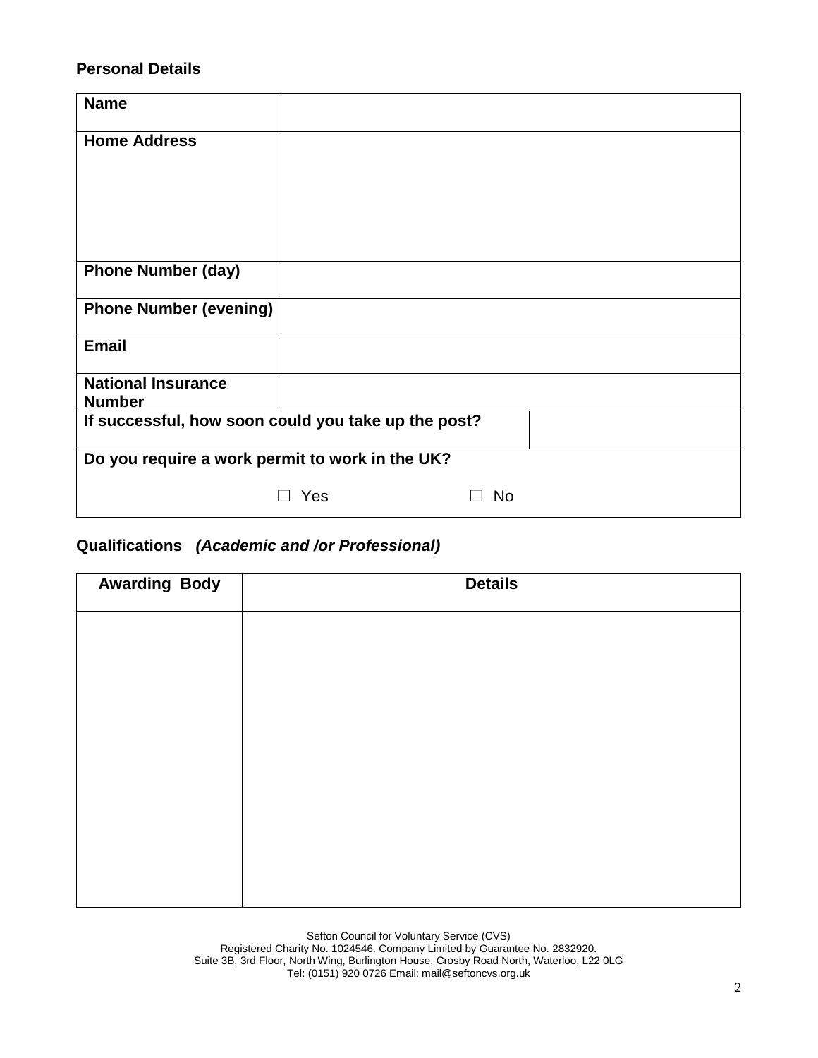## Personal Details

| **Name** | |
|---|---|
| **Home Address** | |
| **Phone Number (day)** | |
| **Phone Number (evening)** | |
| **Email** | |
| **National Insurance Number** | |
| **If successful, how soon could you take up the post?** | |
| **Do you require a work permit to work in the UK?** ☐ Yes ☐ No | |

## Qualifications *(Academic and /or Professional)*

| **Awarding Body** | **Details** |
|---|---|
| | |

Sefton Council for Voluntary Service (CVS)
Registered Charity No. 1024546. Company Limited by Guarantee No. 2832920.
Suite 3B, 3rd Floor, North Wing, Burlington House, Crosby Road North, Waterloo, L22 0LG
Tel: (0151) 920 0726 Email: mail@seftoncvs.org.uk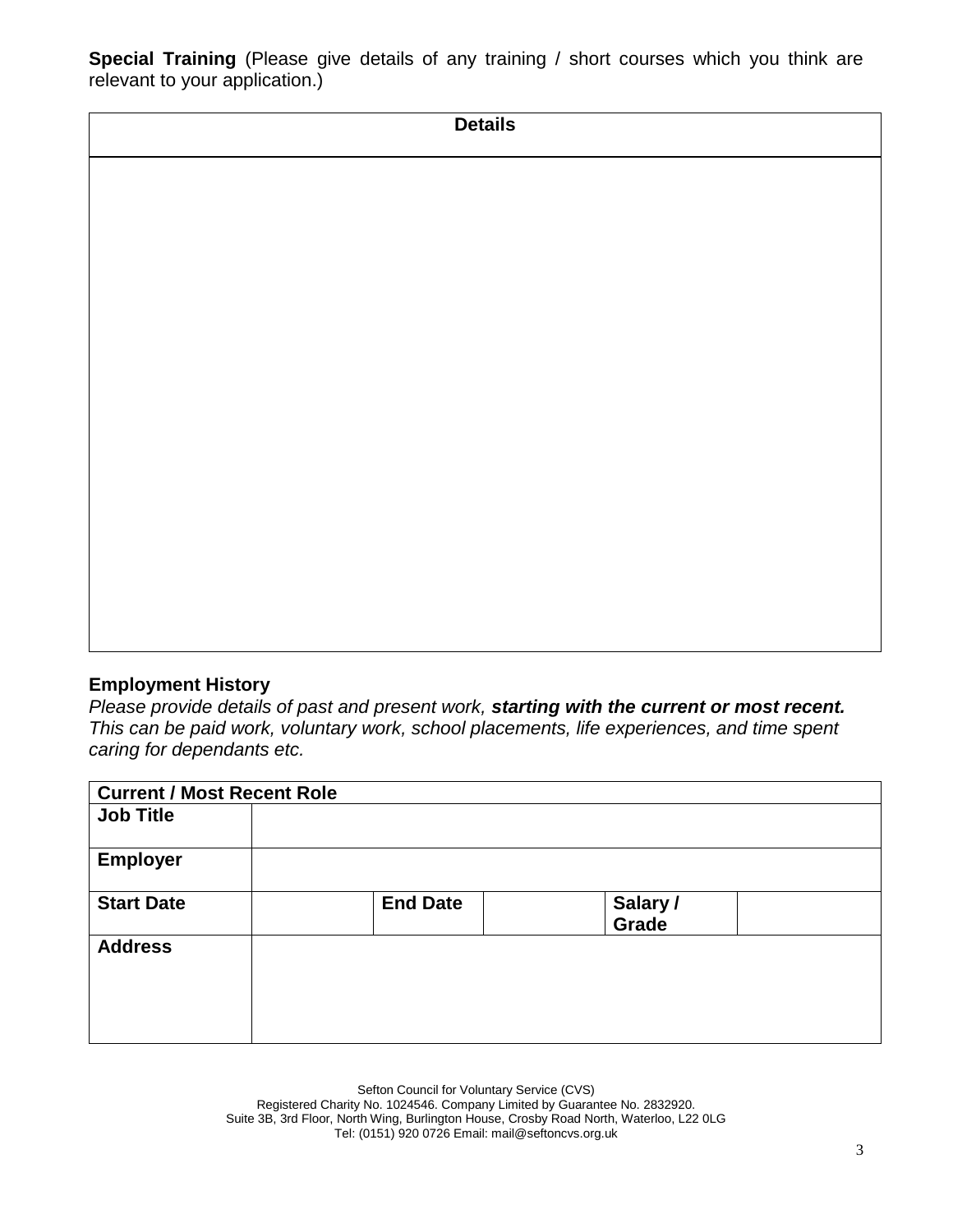**Special Training** (Please give details of any training / short courses which you think are relevant to your application.)

| Details |
|---|
| |

**Employment History**

*Please provide details of past and present work,* ***starting with the current or most recent.*** *This can be paid work, voluntary work, school placements, life experiences, and time spent caring for dependants etc.*

| **Current / Most Recent Role** | | | | | |
|---|---|---|---|---|---|
| **Job Title** | | | | | |
| **Employer** | | | | | |
| **Start Date** | | **End Date** | | **Salary / Grade** | |
| **Address** | | | | | |

Sefton Council for Voluntary Service (CVS)
Registered Charity No. 1024546. Company Limited by Guarantee No. 2832920.
Suite 3B, 3rd Floor, North Wing, Burlington House, Crosby Road North, Waterloo, L22 0LG
Tel: (0151) 920 0726 Email: mail@seftoncvs.org.uk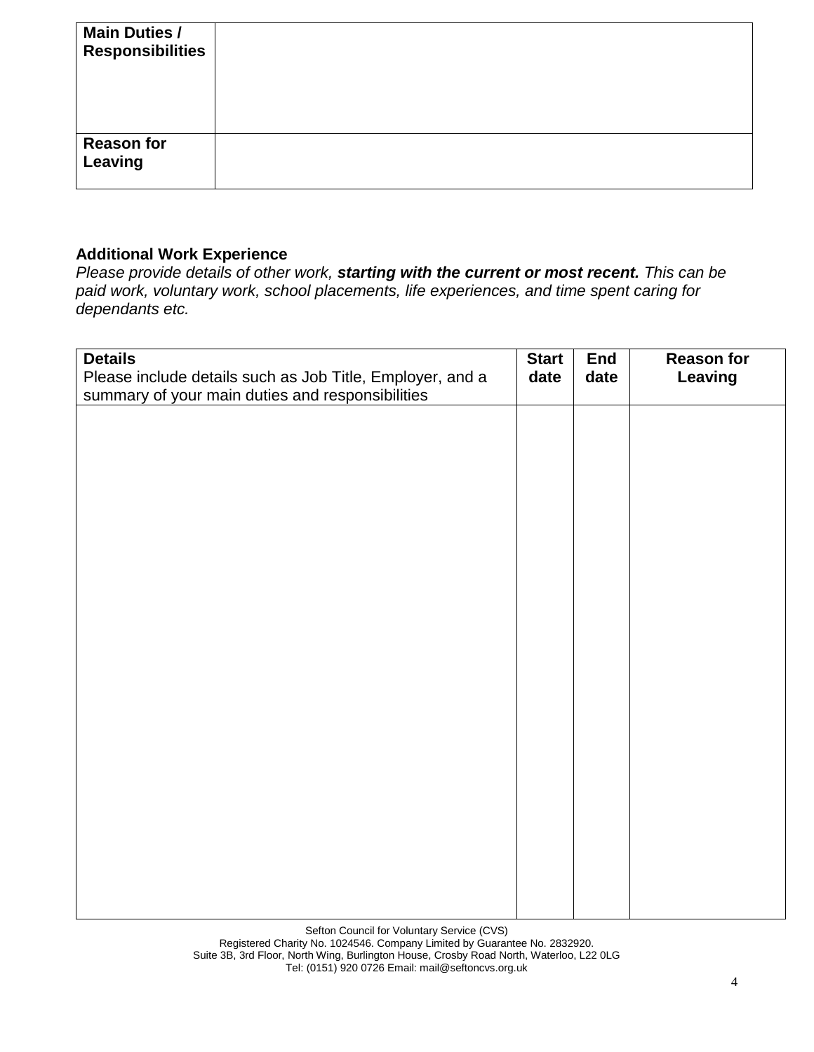| Main Duties / Responsibilities | |
|---|---|
| **Reason for Leaving** | |

**Additional Work Experience**

*Please provide details of other work, **starting with the current or most recent.** This can be paid work, voluntary work, school placements, life experiences, and time spent caring for dependants etc.*

| **Details** Please include details such as Job Title, Employer, and a summary of your main duties and responsibilities | **Start date** | **End date** | **Reason for Leaving** |
|---|---|---|---|
| | | | |

Sefton Council for Voluntary Service (CVS)
Registered Charity No. 1024546. Company Limited by Guarantee No. 2832920.
Suite 3B, 3rd Floor, North Wing, Burlington House, Crosby Road North, Waterloo, L22 0LG
Tel: (0151) 920 0726 Email: mail@seftoncvs.org.uk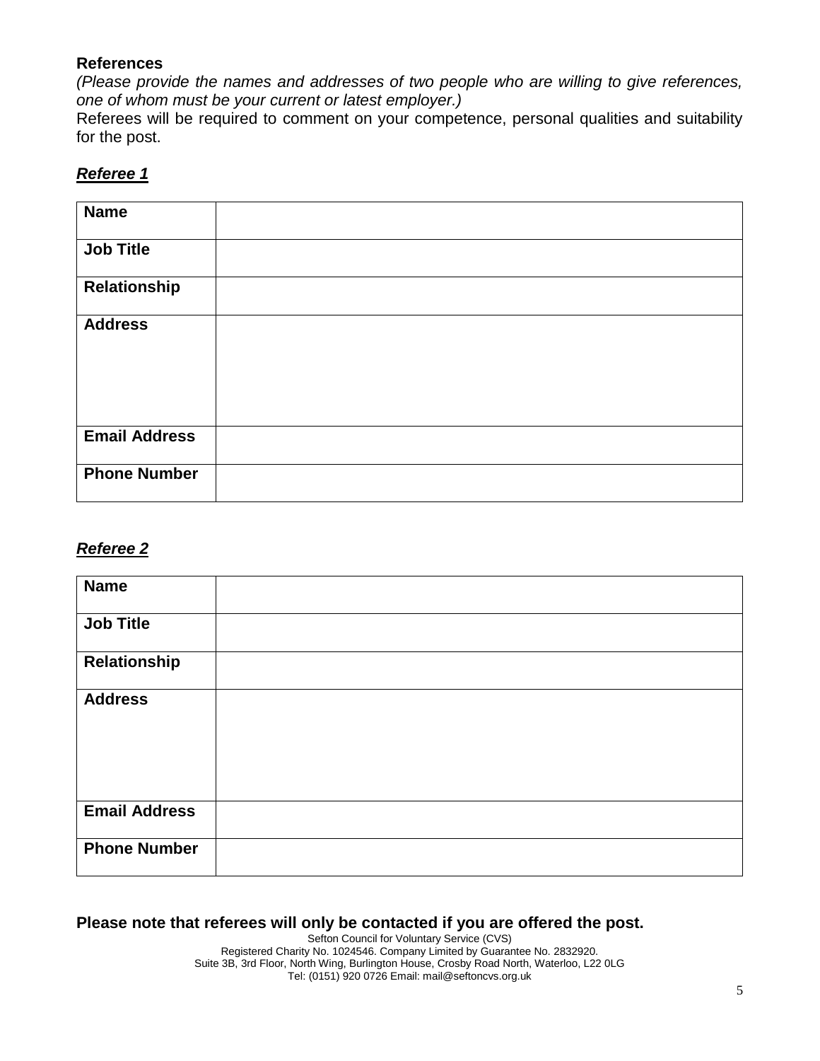**References**

*(Please provide the names and addresses of two people who are willing to give references, one of whom must be your current or latest employer.)*

Referees will be required to comment on your competence, personal qualities and suitability for the post.

***<u>Referee 1</u>***

| **Name** | |
|---|---|
| **Job Title** | |
| **Relationship** | |
| **Address** | |
| **Email Address** | |
| **Phone Number** | |

***<u>Referee 2</u>***

| **Name** | |
|---|---|
| **Job Title** | |
| **Relationship** | |
| **Address** | |
| **Email Address** | |
| **Phone Number** | |

**Please note that referees will only be contacted if you are offered the post.**

Sefton Council for Voluntary Service (CVS)
Registered Charity No. 1024546. Company Limited by Guarantee No. 2832920.
Suite 3B, 3rd Floor, North Wing, Burlington House, Crosby Road North, Waterloo, L22 0LG
Tel: (0151) 920 0726 Email: mail@seftoncvs.org.uk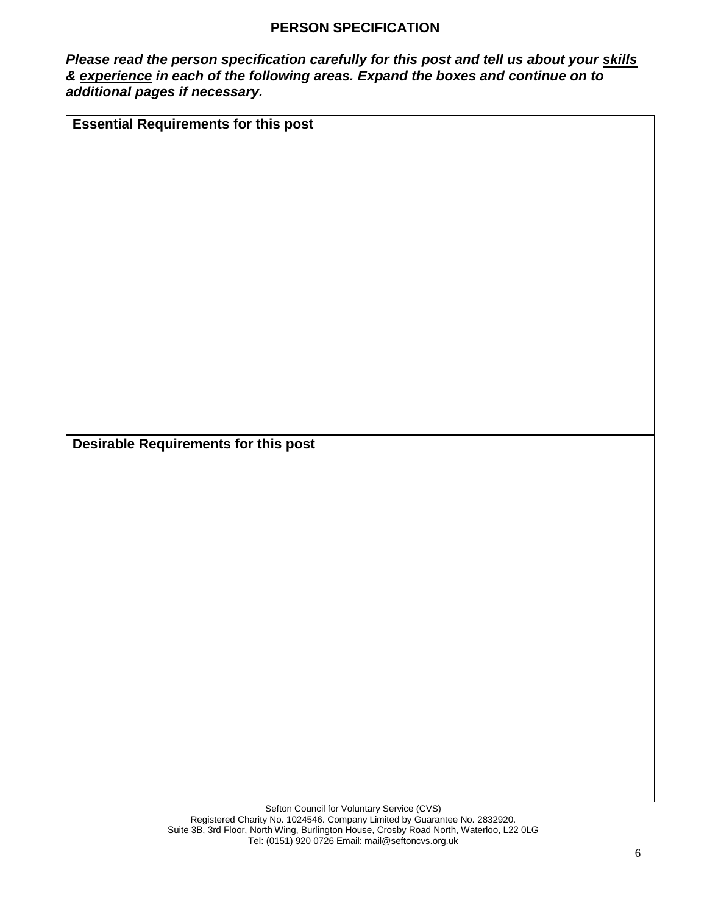## PERSON SPECIFICATION

***Please read the person specification carefully for this post and tell us about your <u>skills</u> & <u>experience</u> in each of the following areas. Expand the boxes and continue on to additional pages if necessary.***

| **Essential Requirements for this post** |
|---|
| |
| **Desirable Requirements for this post** |
| |

Sefton Council for Voluntary Service (CVS)
Registered Charity No. 1024546. Company Limited by Guarantee No. 2832920.
Suite 3B, 3rd Floor, North Wing, Burlington House, Crosby Road North, Waterloo, L22 0LG
Tel: (0151) 920 0726 Email: mail@seftoncvs.org.uk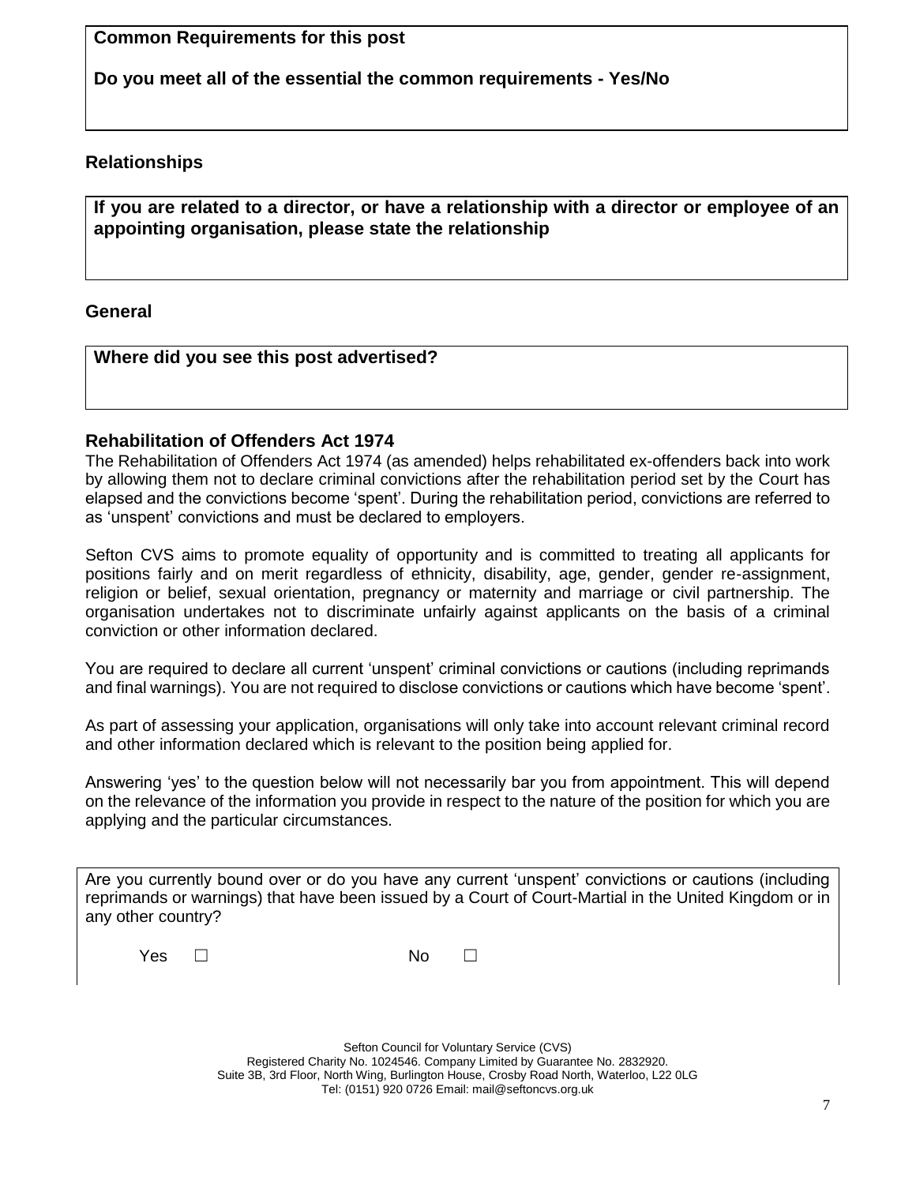**Common Requirements for this post**

**Do you meet all of the essential the common requirements - Yes/No**

## Relationships

**If you are related to a director, or have a relationship with a director or employee of an appointing organisation, please state the relationship**

## General

**Where did you see this post advertised?**

## Rehabilitation of Offenders Act 1974

The Rehabilitation of Offenders Act 1974 (as amended) helps rehabilitated ex-offenders back into work by allowing them not to declare criminal convictions after the rehabilitation period set by the Court has elapsed and the convictions become 'spent'. During the rehabilitation period, convictions are referred to as 'unspent' convictions and must be declared to employers.

Sefton CVS aims to promote equality of opportunity and is committed to treating all applicants for positions fairly and on merit regardless of ethnicity, disability, age, gender, gender re-assignment, religion or belief, sexual orientation, pregnancy or maternity and marriage or civil partnership. The organisation undertakes not to discriminate unfairly against applicants on the basis of a criminal conviction or other information declared.

You are required to declare all current 'unspent' criminal convictions or cautions (including reprimands and final warnings). You are not required to disclose convictions or cautions which have become 'spent'.

As part of assessing your application, organisations will only take into account relevant criminal record and other information declared which is relevant to the position being applied for.

Answering 'yes' to the question below will not necessarily bar you from appointment. This will depend on the relevance of the information you provide in respect to the nature of the position for which you are applying and the particular circumstances.

Are you currently bound over or do you have any current 'unspent' convictions or cautions (including reprimands or warnings) that have been issued by a Court of Court-Martial in the United Kingdom or in any other country?

Yes ☐ No ☐

Sefton Council for Voluntary Service (CVS)
Registered Charity No. 1024546. Company Limited by Guarantee No. 2832920.
Suite 3B, 3rd Floor, North Wing, Burlington House, Crosby Road North, Waterloo, L22 0LG
Tel: (0151) 920 0726 Email: mail@seftoncvs.org.uk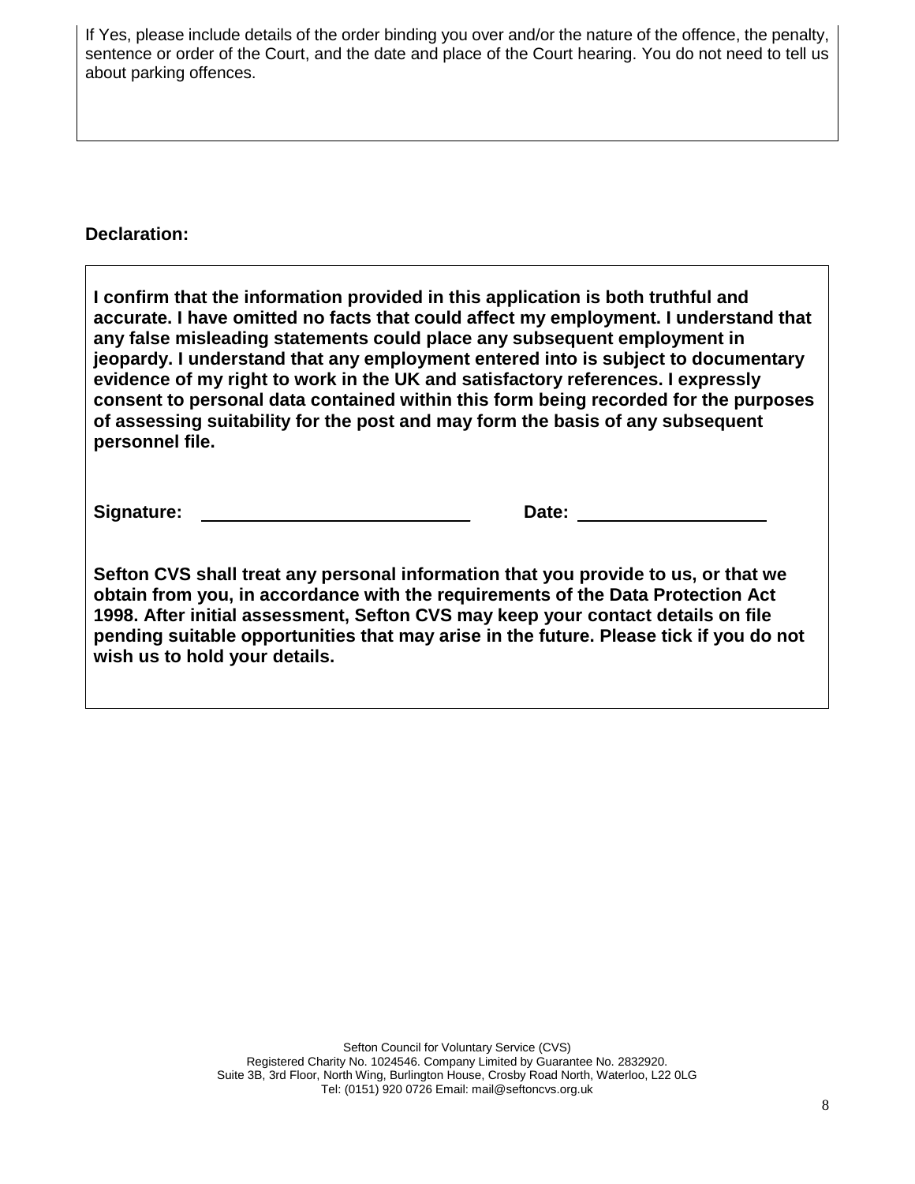If Yes, please include details of the order binding you over and/or the nature of the offence, the penalty, sentence or order of the Court, and the date and place of the Court hearing. You do not need to tell us about parking offences.

**Declaration:**

**I confirm that the information provided in this application is both truthful and accurate. I have omitted no facts that could affect my employment. I understand that any false misleading statements could place any subsequent employment in jeopardy. I understand that any employment entered into is subject to documentary evidence of my right to work in the UK and satisfactory references. I expressly consent to personal data contained within this form being recorded for the purposes of assessing suitability for the post and may form the basis of any subsequent personnel file.**

**Signature:** ____________________________ **Date:** ____________________

**Sefton CVS shall treat any personal information that you provide to us, or that we obtain from you, in accordance with the requirements of the Data Protection Act 1998. After initial assessment, Sefton CVS may keep your contact details on file pending suitable opportunities that may arise in the future. Please tick if you do not wish us to hold your details.**

Sefton Council for Voluntary Service (CVS)
Registered Charity No. 1024546. Company Limited by Guarantee No. 2832920.
Suite 3B, 3rd Floor, North Wing, Burlington House, Crosby Road North, Waterloo, L22 0LG
Tel: (0151) 920 0726 Email: mail@seftoncvs.org.uk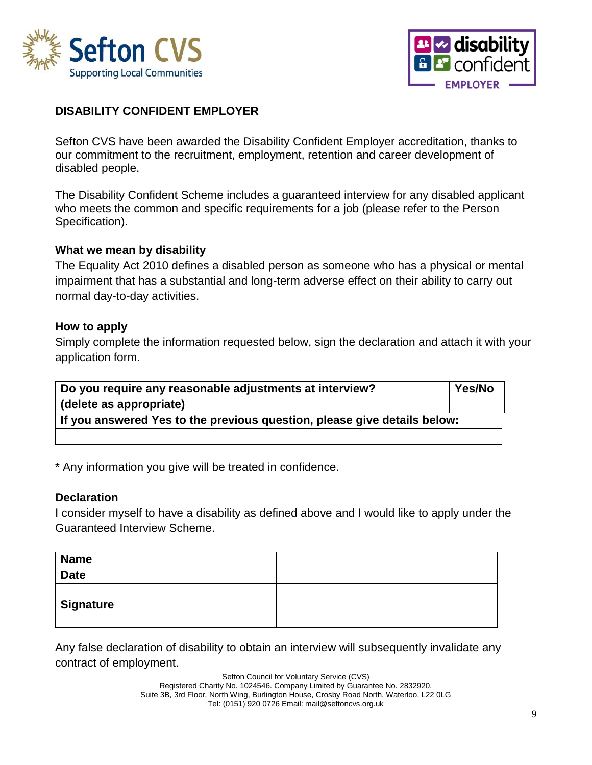## DISABILITY CONFIDENT EMPLOYER

Sefton CVS have been awarded the Disability Confident Employer accreditation, thanks to our commitment to the recruitment, employment, retention and career development of disabled people.

The Disability Confident Scheme includes a guaranteed interview for any disabled applicant who meets the common and specific requirements for a job (please refer to the Person Specification).

### What we mean by disability

The Equality Act 2010 defines a disabled person as someone who has a physical or mental impairment that has a substantial and long-term adverse effect on their ability to carry out normal day-to-day activities.

### How to apply

Simply complete the information requested below, sign the declaration and attach it with your application form.

| **Do you require any reasonable adjustments at interview? (delete as appropriate)** | **Yes/No** |
|---|---|
| **If you answered Yes to the previous question, please give details below:** | |
| | |

\* Any information you give will be treated in confidence.

### Declaration

I consider myself to have a disability as defined above and I would like to apply under the Guaranteed Interview Scheme.

| | |
|---|---|
| **Name** | |
| **Date** | |
| **Signature** | |

Any false declaration of disability to obtain an interview will subsequently invalidate any contract of employment.

Sefton Council for Voluntary Service (CVS)
Registered Charity No. 1024546. Company Limited by Guarantee No. 2832920.
Suite 3B, 3rd Floor, North Wing, Burlington House, Crosby Road North, Waterloo, L22 0LG
Tel: (0151) 920 0726 Email: mail@seftoncvs.org.uk